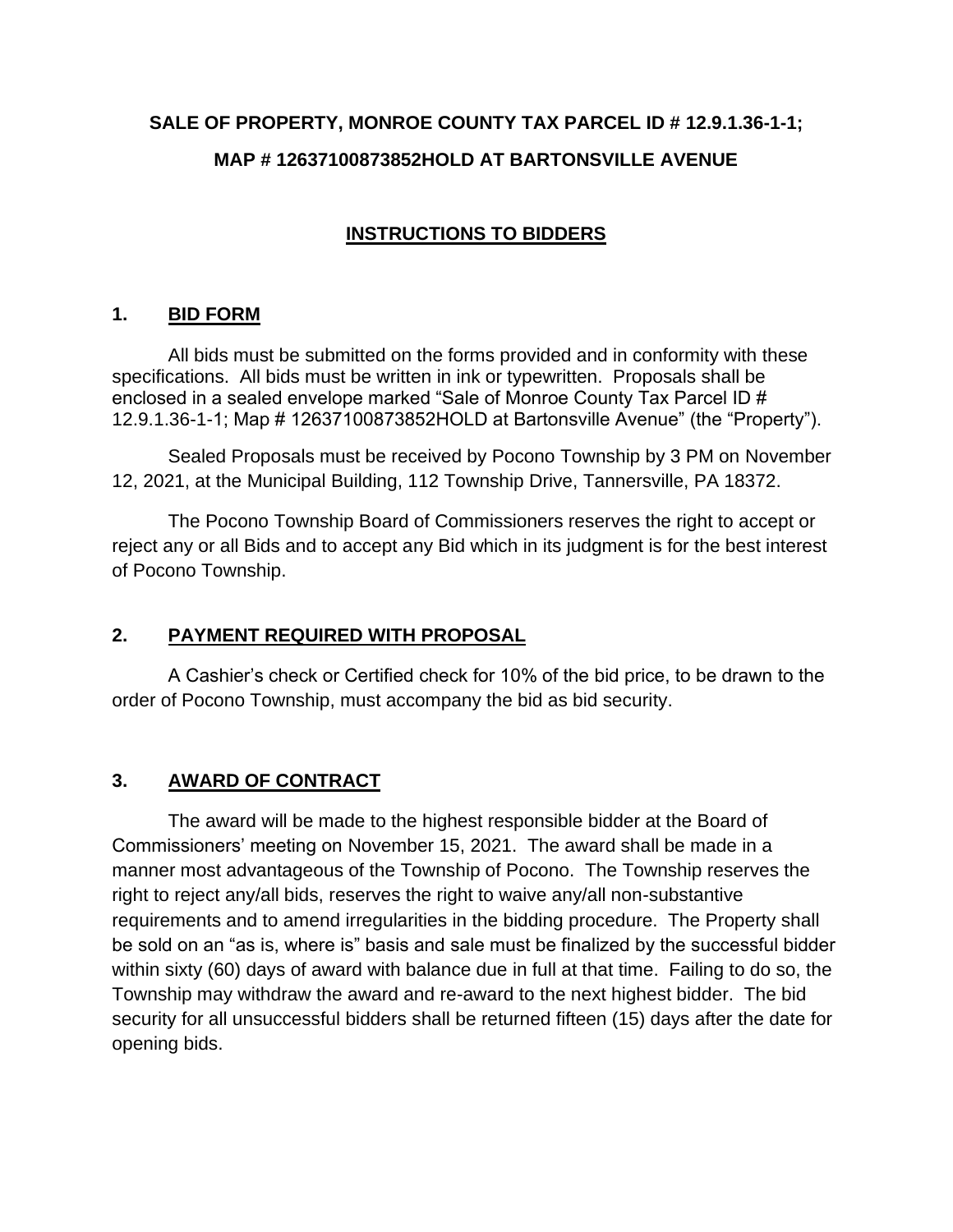# SALE OF PROPERTY, MONROE COUNTY TAX PARCEL ID # 12.9.1.36-1-1;

# MAP # 12637100873852HOLD AT BARTONSVILLE AVENUE

## INSTRUCTIONS TO BIDDERS

### 1. BID FORM

All bids must be submitted on the forms provided and in conformity with these specifications. All bids must be written in ink or typewritten. Proposals shall be enclosed in a sealed envelope marked "Sale of Monroe County Tax Parcel ID # 12.9.1.36-1-1; Map # 12637100873852HOLD at Bartonsville Avenue" (the "Property").

Sealed Proposals must be received by Pocono Township by 3 PM on November 12, 2021, at the Municipal Building, 112 Township Drive, Tannersville, PA 18372.

The Pocono Township Board of Commissioners reserves the right to accept or reject any or all Bids and to accept any Bid which in its judgment is for the best interest of Pocono Township.

### 2. PAYMENT REQUIRED WITH PROPOSAL

A Cashier's check or Certified check for 10% of the bid price, to be drawn to the order of Pocono Township, must accompany the bid as bid security.

### 3. AWARD OF CONTRACT

The award will be made to the highest responsible bidder at the Board of Commissioners' meeting on November 15, 2021. The award shall be made in a manner most advantageous of the Township of Pocono. The Township reserves the right to reject any/all bids, reserves the right to waive any/all non-substantive requirements and to amend irregularities in the bidding procedure. The Property shall be sold on an "as is, where is" basis and sale must be finalized by the successful bidder within sixty (60) days of award with balance due in full at that time. Failing to do so, the Township may withdraw the award and re-award to the next highest bidder. The bid security for all unsuccessful bidders shall be returned fifteen (15) days after the date for opening bids.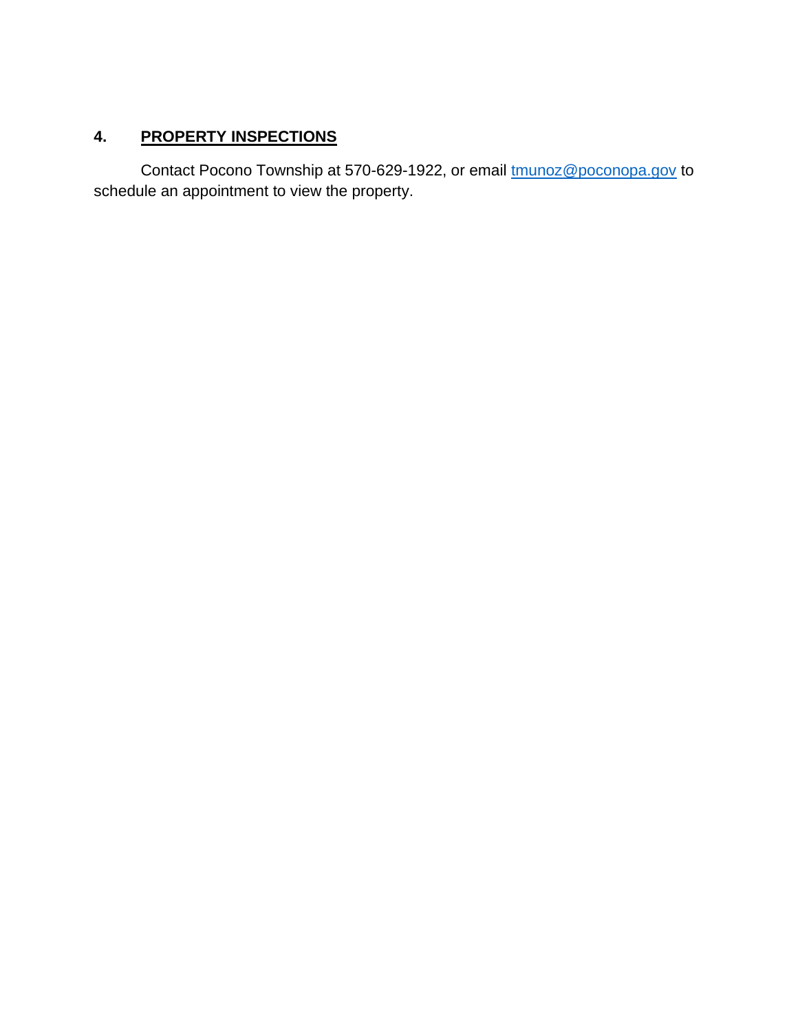## 4. **PROPERTY INSPECTIONS**

Contact Pocono Township at 570-629-1922, or email [tmunoz@poconopa.gov](mailto:tmunoz@poconopa.gov) to schedule an appointment to view the property.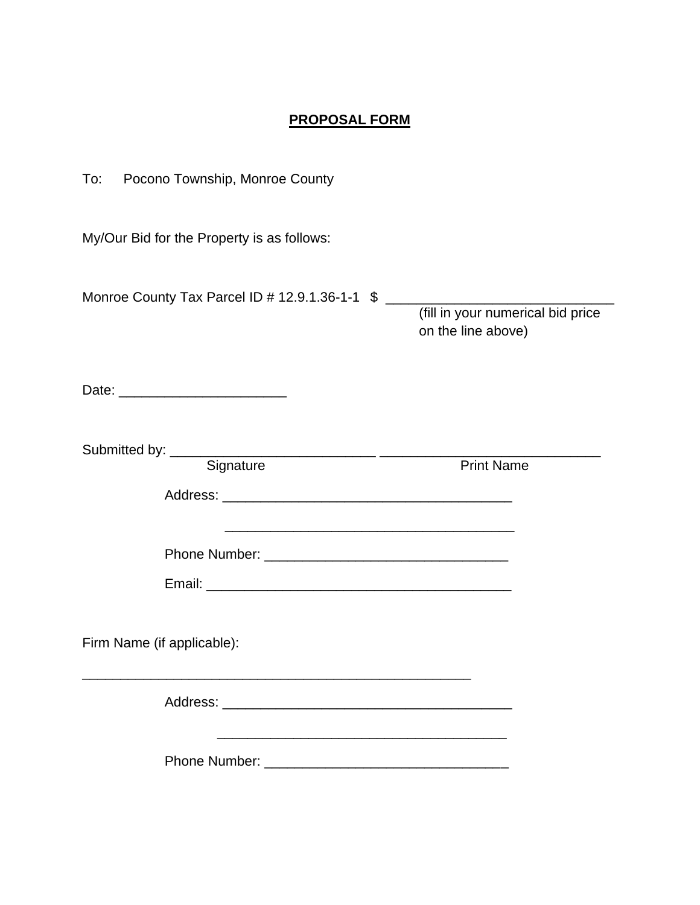**PROPOSAL FORM**

To: Pocono Township, Monroe County

My/Our Bid for the Property is as follows:

Monroe County Tax Parcel ID # 12.9.1.36-1-1 $ ______________________________
(fill in your numerical bid price on the line above)

Date: ______________________

Submitted by: ___________________________ _____________________________
Signature Print Name

Address: _______________________________________

_______________________________________

Phone Number: ________________________________

Email: _________________________________________

Firm Name (if applicable):

_____________________________________________________

Address: _______________________________________

_______________________________________

Phone Number: ________________________________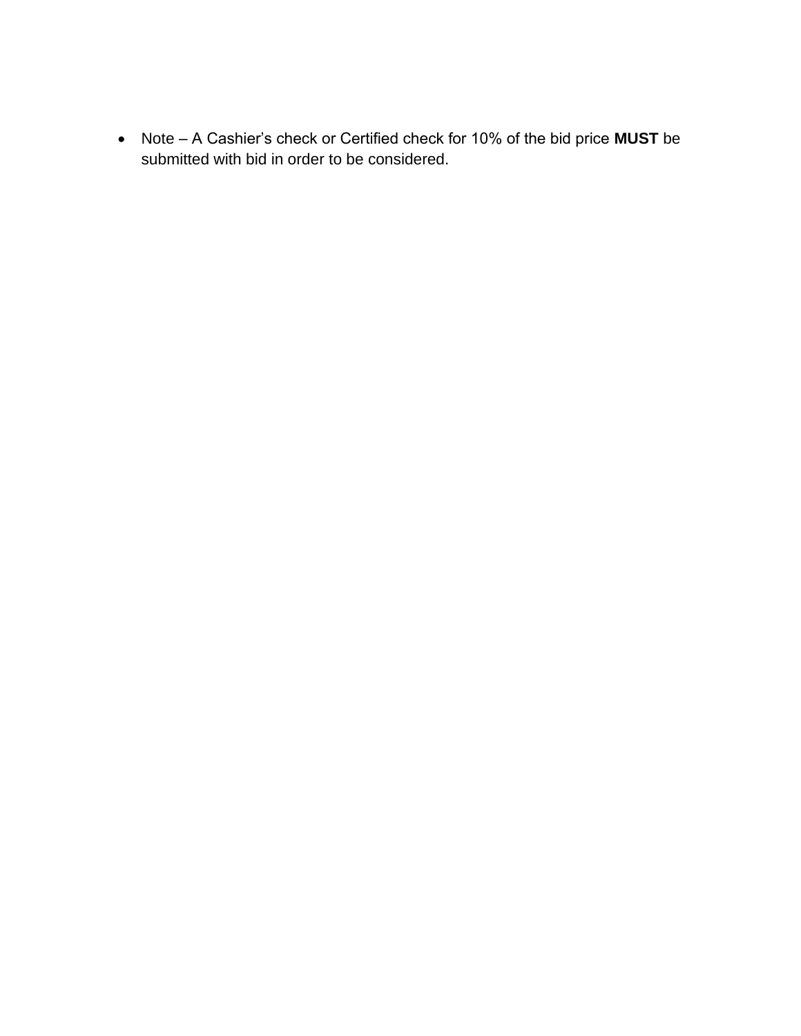- Note – A Cashier's check or Certified check for 10% of the bid price **MUST** be submitted with bid in order to be considered.